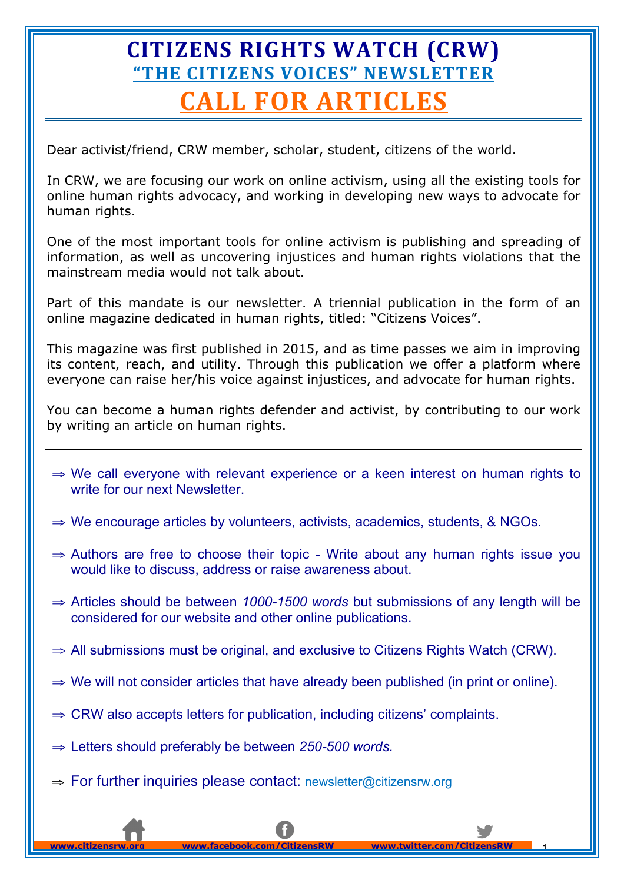# CITIZENS RIGHTS WATCH (CRW)

## "THE CITIZENS VOICES" NEWSLETTER

# CALL FOR ARTICLES

Dear activist/friend, CRW member, scholar, student, citizens of the world.

In CRW, we are focusing our work on online activism, using all the existing tools for online human rights advocacy, and working in developing new ways to advocate for human rights.

One of the most important tools for online activism is publishing and spreading of information, as well as uncovering injustices and human rights violations that the mainstream media would not talk about.

Part of this mandate is our newsletter. A triennial publication in the form of an online magazine dedicated in human rights, titled: "Citizens Voices".

This magazine was first published in 2015, and as time passes we aim in improving its content, reach, and utility. Through this publication we offer a platform where everyone can raise her/his voice against injustices, and advocate for human rights.

You can become a human rights defender and activist, by contributing to our work by writing an article on human rights.

---

- ⇒ We call everyone with relevant experience or a keen interest on human rights to write for our next Newsletter.
- ⇒ We encourage articles by volunteers, activists, academics, students, & NGOs.
- ⇒ Authors are free to choose their topic - Write about any human rights issue you would like to discuss, address or raise awareness about.
- ⇒ Articles should be between *1000-1500 words* but submissions of any length will be considered for our website and other online publications.
- ⇒ All submissions must be original, and exclusive to Citizens Rights Watch (CRW).
- ⇒ We will not consider articles that have already been published (in print or online).
- ⇒ CRW also accepts letters for publication, including citizens' complaints.
- ⇒ Letters should preferably be between *250-500 words.*
- ⇒ For further inquiries please contact: newsletter@citizensrw.org

www.citizensrw.org www.facebook.com/CitizensRW www.twitter.com/CitizensRW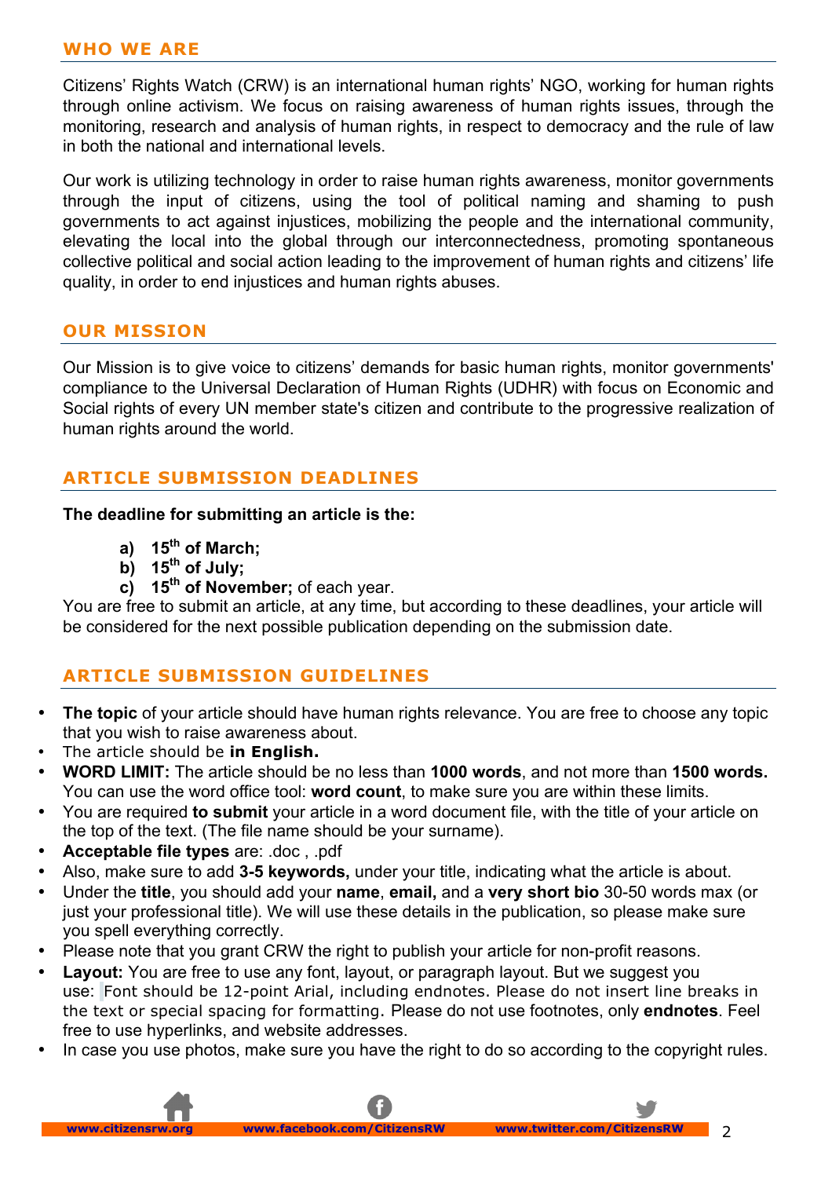## WHO WE ARE

Citizens' Rights Watch (CRW) is an international human rights' NGO, working for human rights through online activism. We focus on raising awareness of human rights issues, through the monitoring, research and analysis of human rights, in respect to democracy and the rule of law in both the national and international levels.

Our work is utilizing technology in order to raise human rights awareness, monitor governments through the input of citizens, using the tool of political naming and shaming to push governments to act against injustices, mobilizing the people and the international community, elevating the local into the global through our interconnectedness, promoting spontaneous collective political and social action leading to the improvement of human rights and citizens' life quality, in order to end injustices and human rights abuses.

## OUR MISSION

Our Mission is to give voice to citizens' demands for basic human rights, monitor governments' compliance to the Universal Declaration of Human Rights (UDHR) with focus on Economic and Social rights of every UN member state's citizen and contribute to the progressive realization of human rights around the world.

## ARTICLE SUBMISSION DEADLINES

**The deadline for submitting an article is the:**

a) **15th of March;**
b) **15th of July;**
c) **15th of November;** of each year.

You are free to submit an article, at any time, but according to these deadlines, your article will be considered for the next possible publication depending on the submission date.

## ARTICLE SUBMISSION GUIDELINES

- **The topic** of your article should have human rights relevance. You are free to choose any topic that you wish to raise awareness about.
- The article should be **in English.**
- **WORD LIMIT:** The article should be no less than **1000 words**, and not more than **1500 words.** You can use the word office tool: **word count**, to make sure you are within these limits.
- You are required **to submit** your article in a word document file, with the title of your article on the top of the text. (The file name should be your surname).
- **Acceptable file types** are: .doc , .pdf
- Also, make sure to add **3-5 keywords,** under your title, indicating what the article is about.
- Under the **title**, you should add your **name**, **email,** and a **very short bio** 30-50 words max (or just your professional title). We will use these details in the publication, so please make sure you spell everything correctly.
- Please note that you grant CRW the right to publish your article for non-profit reasons.
- **Layout:** You are free to use any font, layout, or paragraph layout. But we suggest you use: Font should be 12-point Arial, including endnotes. Please do not insert line breaks in the text or special spacing for formatting. Please do not use footnotes, only **endnotes**. Feel free to use hyperlinks, and website addresses.
- In case you use photos, make sure you have the right to do so according to the copyright rules.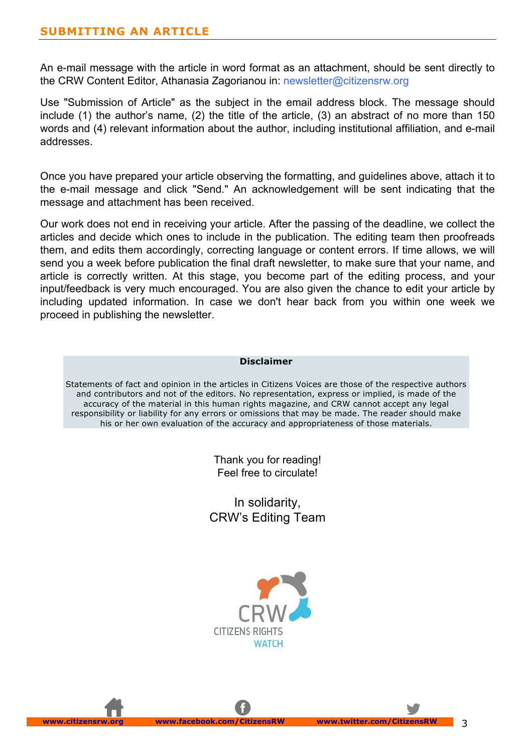## SUBMITTING AN ARTICLE

An e-mail message with the article in word format as an attachment, should be sent directly to the CRW Content Editor, Athanasia Zagorianou in: newsletter@citizensrw.org

Use "Submission of Article" as the subject in the email address block. The message should include (1) the author's name, (2) the title of the article, (3) an abstract of no more than 150 words and (4) relevant information about the author, including institutional affiliation, and e-mail addresses.

Once you have prepared your article observing the formatting, and guidelines above, attach it to the e-mail message and click "Send." An acknowledgement will be sent indicating that the message and attachment has been received.

Our work does not end in receiving your article. After the passing of the deadline, we collect the articles and decide which ones to include in the publication. The editing team then proofreads them, and edits them accordingly, correcting language or content errors. If time allows, we will send you a week before publication the final draft newsletter, to make sure that your name, and article is correctly written. At this stage, you become part of the editing process, and your input/feedback is very much encouraged. You are also given the chance to edit your article by including updated information. In case we don't hear back from you within one week we proceed in publishing the newsletter.

**Disclaimer**

Statements of fact and opinion in the articles in Citizens Voices are those of the respective authors and contributors and not of the editors. No representation, express or implied, is made of the accuracy of the material in this human rights magazine, and CRW cannot accept any legal responsibility or liability for any errors or omissions that may be made. The reader should make his or her own evaluation of the accuracy and appropriateness of those materials.

Thank you for reading!
Feel free to circulate!

In solidarity,
CRW's Editing Team

CRW
CITIZENS RIGHTS
WATCH

www.citizensrw.org www.facebook.com/CitizensRW www.twitter.com/CitizensRW